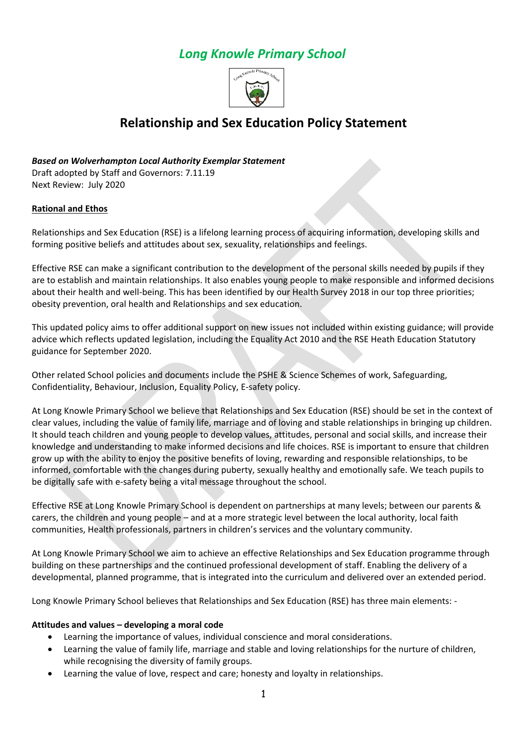# *Long Knowle Primary School*

## Relationship and Sex Education Policy Statement

***Based on Wolverhampton Local Authority Exemplar Statement***
Draft adopted by Staff and Governors: 7.11.19
Next Review: July 2020

**Rational and Ethos**

Relationships and Sex Education (RSE) is a lifelong learning process of acquiring information, developing skills and forming positive beliefs and attitudes about sex, sexuality, relationships and feelings.

Effective RSE can make a significant contribution to the development of the personal skills needed by pupils if they are to establish and maintain relationships. It also enables young people to make responsible and informed decisions about their health and well-being. This has been identified by our Health Survey 2018 in our top three priorities; obesity prevention, oral health and Relationships and sex education.

This updated policy aims to offer additional support on new issues not included within existing guidance; will provide advice which reflects updated legislation, including the Equality Act 2010 and the RSE Heath Education Statutory guidance for September 2020.

Other related School policies and documents include the PSHE & Science Schemes of work, Safeguarding, Confidentiality, Behaviour, Inclusion, Equality Policy, E-safety policy.

At Long Knowle Primary School we believe that Relationships and Sex Education (RSE) should be set in the context of clear values, including the value of family life, marriage and of loving and stable relationships in bringing up children. It should teach children and young people to develop values, attitudes, personal and social skills, and increase their knowledge and understanding to make informed decisions and life choices. RSE is important to ensure that children grow up with the ability to enjoy the positive benefits of loving, rewarding and responsible relationships, to be informed, comfortable with the changes during puberty, sexually healthy and emotionally safe. We teach pupils to be digitally safe with e-safety being a vital message throughout the school.

Effective RSE at Long Knowle Primary School is dependent on partnerships at many levels; between our parents & carers, the children and young people – and at a more strategic level between the local authority, local faith communities, Health professionals, partners in children's services and the voluntary community.

At Long Knowle Primary School we aim to achieve an effective Relationships and Sex Education programme through building on these partnerships and the continued professional development of staff. Enabling the delivery of a developmental, planned programme, that is integrated into the curriculum and delivered over an extended period.

Long Knowle Primary School believes that Relationships and Sex Education (RSE) has three main elements: -

**Attitudes and values – developing a moral code**

- Learning the importance of values, individual conscience and moral considerations.
- Learning the value of family life, marriage and stable and loving relationships for the nurture of children, while recognising the diversity of family groups.
- Learning the value of love, respect and care; honesty and loyalty in relationships.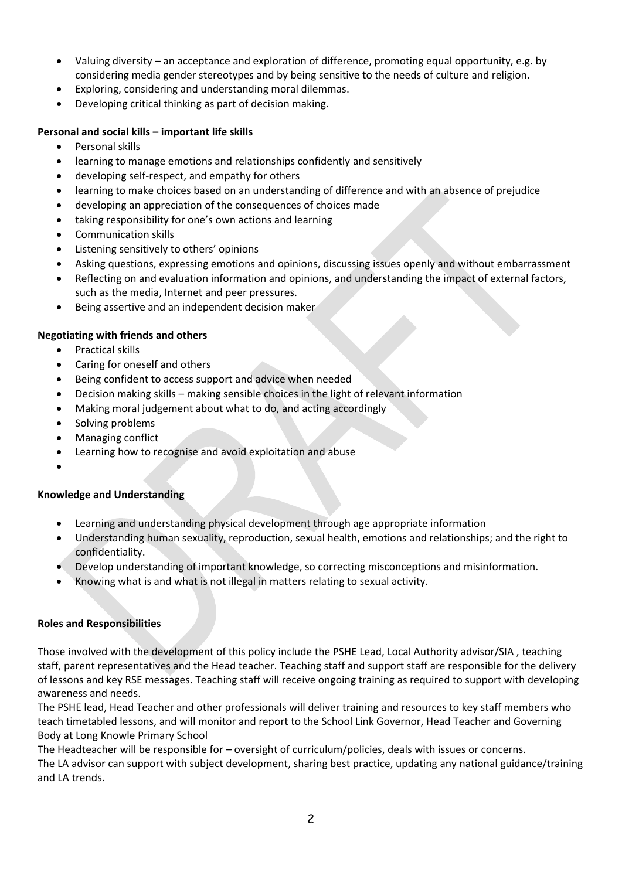- Valuing diversity – an acceptance and exploration of difference, promoting equal opportunity, e.g. by considering media gender stereotypes and by being sensitive to the needs of culture and religion.
- Exploring, considering and understanding moral dilemmas.
- Developing critical thinking as part of decision making.

**Personal and social kills – important life skills**

- Personal skills
- learning to manage emotions and relationships confidently and sensitively
- developing self-respect, and empathy for others
- learning to make choices based on an understanding of difference and with an absence of prejudice
- developing an appreciation of the consequences of choices made
- taking responsibility for one's own actions and learning
- Communication skills
- Listening sensitively to others' opinions
- Asking questions, expressing emotions and opinions, discussing issues openly and without embarrassment
- Reflecting on and evaluation information and opinions, and understanding the impact of external factors, such as the media, Internet and peer pressures.
- Being assertive and an independent decision maker

**Negotiating with friends and others**

- Practical skills
- Caring for oneself and others
- Being confident to access support and advice when needed
- Decision making skills – making sensible choices in the light of relevant information
- Making moral judgement about what to do, and acting accordingly
- Solving problems
- Managing conflict
- Learning how to recognise and avoid exploitation and abuse

**Knowledge and Understanding**

- Learning and understanding physical development through age appropriate information
- Understanding human sexuality, reproduction, sexual health, emotions and relationships; and the right to confidentiality.
- Develop understanding of important knowledge, so correcting misconceptions and misinformation.
- Knowing what is and what is not illegal in matters relating to sexual activity.

**Roles and Responsibilities**

Those involved with the development of this policy include the PSHE Lead, Local Authority advisor/SIA , teaching staff, parent representatives and the Head teacher. Teaching staff and support staff are responsible for the delivery of lessons and key RSE messages. Teaching staff will receive ongoing training as required to support with developing awareness and needs.
The PSHE lead, Head Teacher and other professionals will deliver training and resources to key staff members who teach timetabled lessons, and will monitor and report to the School Link Governor, Head Teacher and Governing Body at Long Knowle Primary School
The Headteacher will be responsible for – oversight of curriculum/policies, deals with issues or concerns.
The LA advisor can support with subject development, sharing best practice, updating any national guidance/training and LA trends.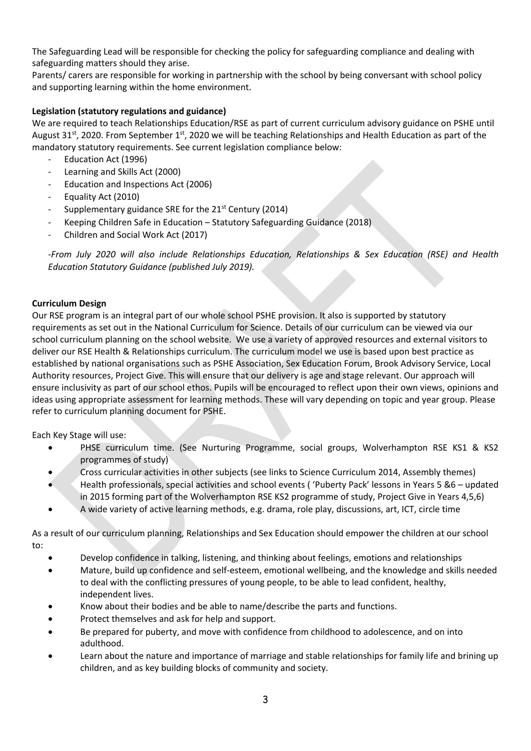The Safeguarding Lead will be responsible for checking the policy for safeguarding compliance and dealing with safeguarding matters should they arise.
Parents/ carers are responsible for working in partnership with the school by being conversant with school policy and supporting learning within the home environment.

**Legislation (statutory regulations and guidance)**

We are required to teach Relationships Education/RSE as part of current curriculum advisory guidance on PSHE until August 31st, 2020. From September 1st, 2020 we will be teaching Relationships and Health Education as part of the mandatory statutory requirements. See current legislation compliance below:

- Education Act (1996)
- Learning and Skills Act (2000)
- Education and Inspections Act (2006)
- Equality Act (2010)
- Supplementary guidance SRE for the 21st Century (2014)
- Keeping Children Safe in Education – Statutory Safeguarding Guidance (2018)
- Children and Social Work Act (2017)

*-From July 2020 will also include Relationships Education, Relationships & Sex Education (RSE) and Health Education Statutory Guidance (published July 2019).*

**Curriculum Design**

Our RSE program is an integral part of our whole school PSHE provision. It also is supported by statutory requirements as set out in the National Curriculum for Science. Details of our curriculum can be viewed via our school curriculum planning on the school website. We use a variety of approved resources and external visitors to deliver our RSE Health & Relationships curriculum. The curriculum model we use is based upon best practice as established by national organisations such as PSHE Association, Sex Education Forum, Brook Advisory Service, Local Authority resources, Project Give. This will ensure that our delivery is age and stage relevant. Our approach will ensure inclusivity as part of our school ethos. Pupils will be encouraged to reflect upon their own views, opinions and ideas using appropriate assessment for learning methods. These will vary depending on topic and year group. Please refer to curriculum planning document for PSHE.

Each Key Stage will use:

- PHSE curriculum time. (See Nurturing Programme, social groups, Wolverhampton RSE KS1 & KS2 programmes of study)
- Cross curricular activities in other subjects (see links to Science Curriculum 2014, Assembly themes)
- Health professionals, special activities and school events ( 'Puberty Pack' lessons in Years 5 &6 – updated in 2015 forming part of the Wolverhampton RSE KS2 programme of study, Project Give in Years 4,5,6)
- A wide variety of active learning methods, e.g. drama, role play, discussions, art, ICT, circle time

As a result of our curriculum planning, Relationships and Sex Education should empower the children at our school to:

- Develop confidence in talking, listening, and thinking about feelings, emotions and relationships
- Mature, build up confidence and self-esteem, emotional wellbeing, and the knowledge and skills needed to deal with the conflicting pressures of young people, to be able to lead confident, healthy, independent lives.
- Know about their bodies and be able to name/describe the parts and functions.
- Protect themselves and ask for help and support.
- Be prepared for puberty, and move with confidence from childhood to adolescence, and on into adulthood.
- Learn about the nature and importance of marriage and stable relationships for family life and brining up children, and as key building blocks of community and society.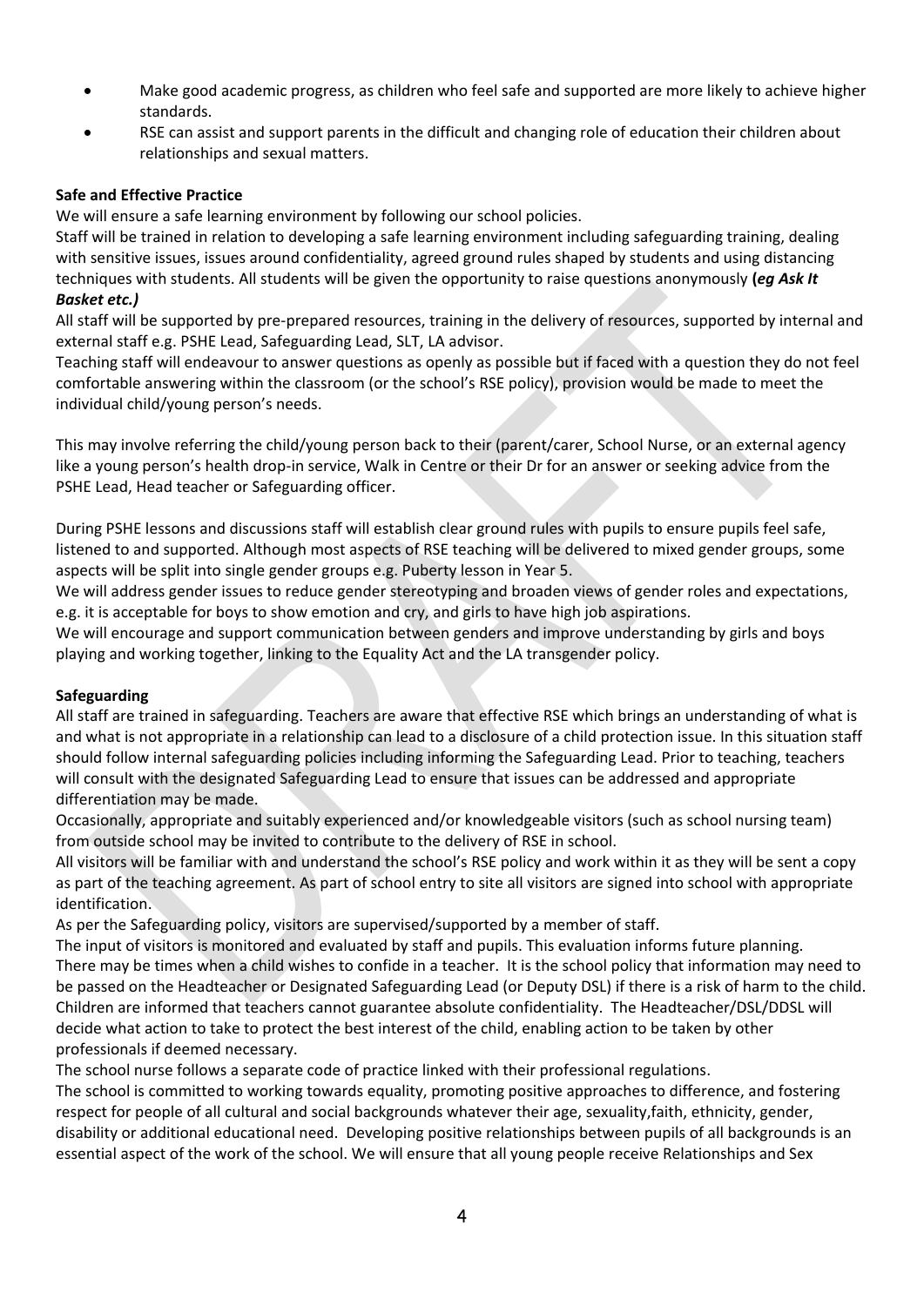- Make good academic progress, as children who feel safe and supported are more likely to achieve higher standards.
- RSE can assist and support parents in the difficult and changing role of education their children about relationships and sexual matters.

**Safe and Effective Practice**

We will ensure a safe learning environment by following our school policies.

Staff will be trained in relation to developing a safe learning environment including safeguarding training, dealing with sensitive issues, issues around confidentiality, agreed ground rules shaped by students and using distancing techniques with students. All students will be given the opportunity to raise questions anonymously **(*eg Ask It Basket etc.)***

All staff will be supported by pre-prepared resources, training in the delivery of resources, supported by internal and external staff e.g. PSHE Lead, Safeguarding Lead, SLT, LA advisor.

Teaching staff will endeavour to answer questions as openly as possible but if faced with a question they do not feel comfortable answering within the classroom (or the school's RSE policy), provision would be made to meet the individual child/young person's needs.

This may involve referring the child/young person back to their (parent/carer, School Nurse, or an external agency like a young person's health drop-in service, Walk in Centre or their Dr for an answer or seeking advice from the PSHE Lead, Head teacher or Safeguarding officer.

During PSHE lessons and discussions staff will establish clear ground rules with pupils to ensure pupils feel safe, listened to and supported. Although most aspects of RSE teaching will be delivered to mixed gender groups, some aspects will be split into single gender groups e.g. Puberty lesson in Year 5.

We will address gender issues to reduce gender stereotyping and broaden views of gender roles and expectations, e.g. it is acceptable for boys to show emotion and cry, and girls to have high job aspirations.

We will encourage and support communication between genders and improve understanding by girls and boys playing and working together, linking to the Equality Act and the LA transgender policy.

**Safeguarding**

All staff are trained in safeguarding. Teachers are aware that effective RSE which brings an understanding of what is and what is not appropriate in a relationship can lead to a disclosure of a child protection issue. In this situation staff should follow internal safeguarding policies including informing the Safeguarding Lead. Prior to teaching, teachers will consult with the designated Safeguarding Lead to ensure that issues can be addressed and appropriate differentiation may be made.

Occasionally, appropriate and suitably experienced and/or knowledgeable visitors (such as school nursing team) from outside school may be invited to contribute to the delivery of RSE in school.

All visitors will be familiar with and understand the school's RSE policy and work within it as they will be sent a copy as part of the teaching agreement. As part of school entry to site all visitors are signed into school with appropriate identification.

As per the Safeguarding policy, visitors are supervised/supported by a member of staff.

The input of visitors is monitored and evaluated by staff and pupils. This evaluation informs future planning.

There may be times when a child wishes to confide in a teacher. It is the school policy that information may need to be passed on the Headteacher or Designated Safeguarding Lead (or Deputy DSL) if there is a risk of harm to the child. Children are informed that teachers cannot guarantee absolute confidentiality. The Headteacher/DSL/DDSL will decide what action to take to protect the best interest of the child, enabling action to be taken by other professionals if deemed necessary.

The school nurse follows a separate code of practice linked with their professional regulations.

The school is committed to working towards equality, promoting positive approaches to difference, and fostering respect for people of all cultural and social backgrounds whatever their age, sexuality,faith, ethnicity, gender, disability or additional educational need. Developing positive relationships between pupils of all backgrounds is an essential aspect of the work of the school. We will ensure that all young people receive Relationships and Sex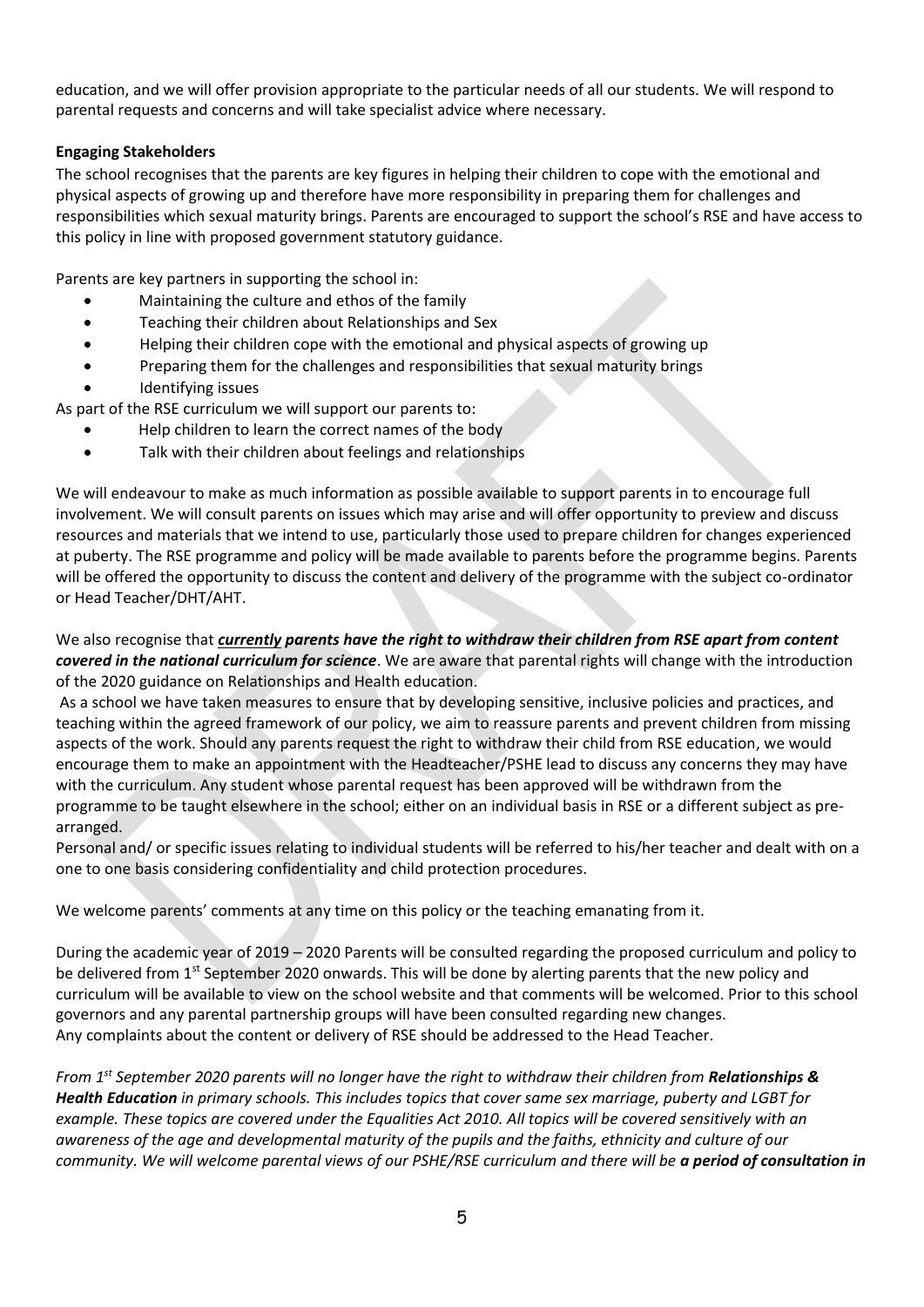education, and we will offer provision appropriate to the particular needs of all our students. We will respond to parental requests and concerns and will take specialist advice where necessary.

**Engaging Stakeholders**

The school recognises that the parents are key figures in helping their children to cope with the emotional and physical aspects of growing up and therefore have more responsibility in preparing them for challenges and responsibilities which sexual maturity brings. Parents are encouraged to support the school's RSE and have access to this policy in line with proposed government statutory guidance.

Parents are key partners in supporting the school in:

- Maintaining the culture and ethos of the family
- Teaching their children about Relationships and Sex
- Helping their children cope with the emotional and physical aspects of growing up
- Preparing them for the challenges and responsibilities that sexual maturity brings
- Identifying issues

As part of the RSE curriculum we will support our parents to:

- Help children to learn the correct names of the body
- Talk with their children about feelings and relationships

We will endeavour to make as much information as possible available to support parents in to encourage full involvement. We will consult parents on issues which may arise and will offer opportunity to preview and discuss resources and materials that we intend to use, particularly those used to prepare children for changes experienced at puberty. The RSE programme and policy will be made available to parents before the programme begins. Parents will be offered the opportunity to discuss the content and delivery of the programme with the subject co-ordinator or Head Teacher/DHT/AHT.

We also recognise that ***currently parents have the right to withdraw their children from RSE apart from content covered in the national curriculum for science***. We are aware that parental rights will change with the introduction of the 2020 guidance on Relationships and Health education.

As a school we have taken measures to ensure that by developing sensitive, inclusive policies and practices, and teaching within the agreed framework of our policy, we aim to reassure parents and prevent children from missing aspects of the work. Should any parents request the right to withdraw their child from RSE education, we would encourage them to make an appointment with the Headteacher/PSHE lead to discuss any concerns they may have with the curriculum. Any student whose parental request has been approved will be withdrawn from the programme to be taught elsewhere in the school; either on an individual basis in RSE or a different subject as pre-arranged.

Personal and/ or specific issues relating to individual students will be referred to his/her teacher and dealt with on a one to one basis considering confidentiality and child protection procedures.

We welcome parents' comments at any time on this policy or the teaching emanating from it.

During the academic year of 2019 – 2020 Parents will be consulted regarding the proposed curriculum and policy to be delivered from 1st September 2020 onwards. This will be done by alerting parents that the new policy and curriculum will be available to view on the school website and that comments will be welcomed. Prior to this school governors and any parental partnership groups will have been consulted regarding new changes.

Any complaints about the content or delivery of RSE should be addressed to the Head Teacher.

*From 1st September 2020 parents will no longer have the right to withdraw their children from **Relationships & Health Education** in primary schools. This includes topics that cover same sex marriage, puberty and LGBT for example. These topics are covered under the Equalities Act 2010. All topics will be covered sensitively with an awareness of the age and developmental maturity of the pupils and the faiths, ethnicity and culture of our community. We will welcome parental views of our PSHE/RSE curriculum and there will be **a period of consultation in***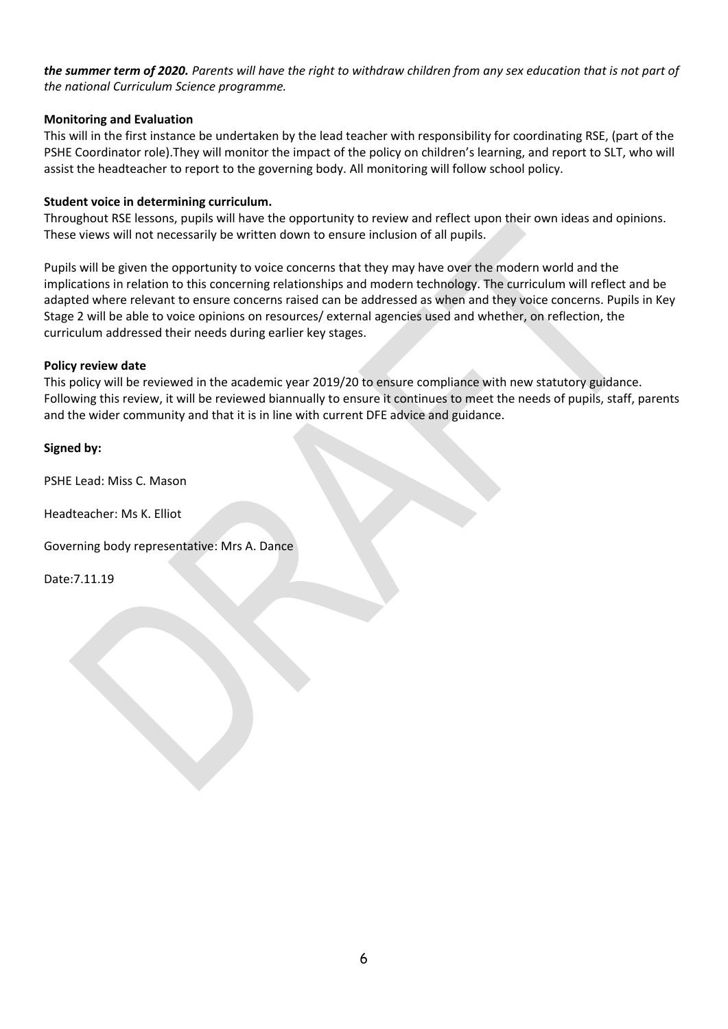***the summer term of 2020.*** *Parents will have the right to withdraw children from any sex education that is not part of the national Curriculum Science programme.*

**Monitoring and Evaluation**

This will in the first instance be undertaken by the lead teacher with responsibility for coordinating RSE, (part of the PSHE Coordinator role).They will monitor the impact of the policy on children's learning, and report to SLT, who will assist the headteacher to report to the governing body. All monitoring will follow school policy.

**Student voice in determining curriculum.**

Throughout RSE lessons, pupils will have the opportunity to review and reflect upon their own ideas and opinions. These views will not necessarily be written down to ensure inclusion of all pupils.

Pupils will be given the opportunity to voice concerns that they may have over the modern world and the implications in relation to this concerning relationships and modern technology. The curriculum will reflect and be adapted where relevant to ensure concerns raised can be addressed as when and they voice concerns. Pupils in Key Stage 2 will be able to voice opinions on resources/ external agencies used and whether, on reflection, the curriculum addressed their needs during earlier key stages.

**Policy review date**

This policy will be reviewed in the academic year 2019/20 to ensure compliance with new statutory guidance. Following this review, it will be reviewed biannually to ensure it continues to meet the needs of pupils, staff, parents and the wider community and that it is in line with current DFE advice and guidance.

**Signed by:**

PSHE Lead: Miss C. Mason

Headteacher: Ms K. Elliot

Governing body representative: Mrs A. Dance

Date:7.11.19